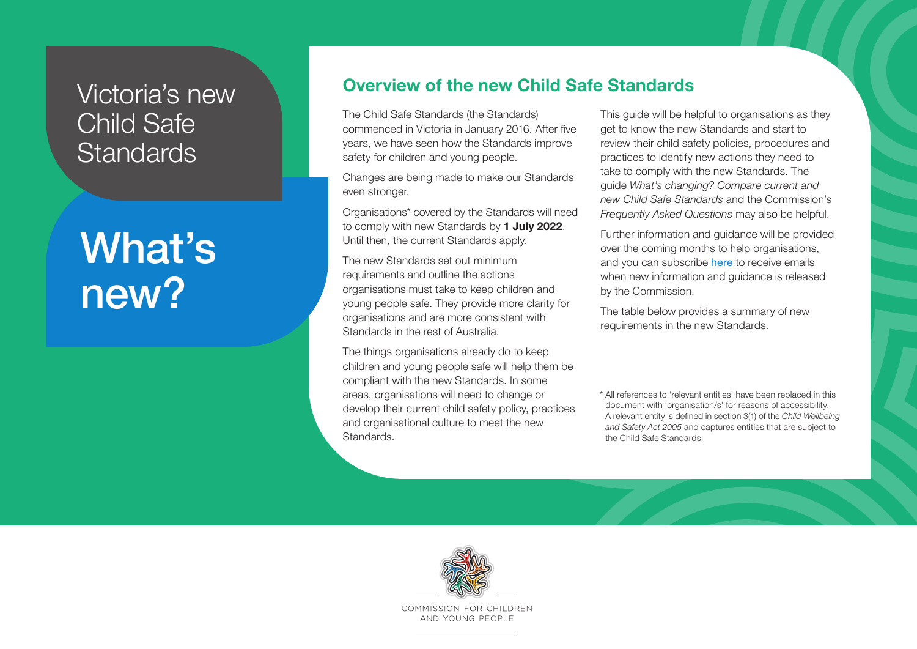# Victoria's new Child Safe Standards

# What's new?

## Overview of the new Child Safe Standards

The Child Safe Standards (the Standards) commenced in Victoria in January 2016. After five years, we have seen how the Standards improve safety for children and young people.

Changes are being made to make our Standards even stronger.

Organisations* covered by the Standards will need to comply with new Standards by **1 July 2022**. Until then, the current Standards apply.

The new Standards set out minimum requirements and outline the actions organisations must take to keep children and young people safe. They provide more clarity for organisations and are more consistent with Standards in the rest of Australia.

The things organisations already do to keep children and young people safe will help them be compliant with the new Standards. In some areas, organisations will need to change or develop their current child safety policy, practices and organisational culture to meet the new Standards.

This guide will be helpful to organisations as they get to know the new Standards and start to review their child safety policies, procedures and practices to identify new actions they need to take to comply with the new Standards. The guide *What's changing? Compare current and new Child Safe Standards* and the Commission's *Frequently Asked Questions* may also be helpful.

Further information and guidance will be provided over the coming months to help organisations, and you can subscribe here to receive emails when new information and guidance is released by the Commission.

The table below provides a summary of new requirements in the new Standards.

\* All references to 'relevant entities' have been replaced in this document with 'organisation/s' for reasons of accessibility. A relevant entity is defined in section 3(1) of the *Child Wellbeing and Safety Act 2005* and captures entities that are subject to the Child Safe Standards.

COMMISSION FOR CHILDREN AND YOUNG PEOPLE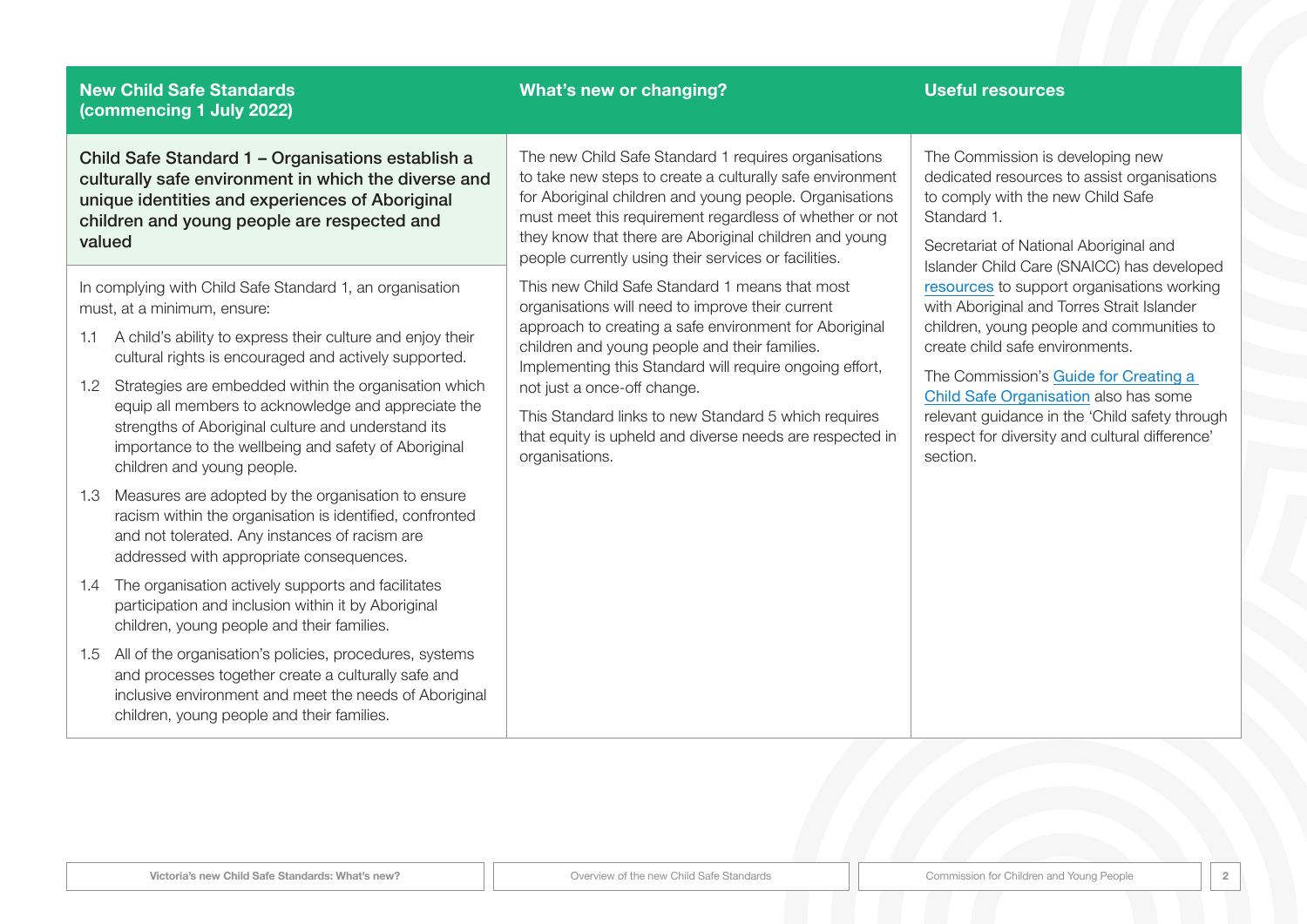| New Child Safe Standards (commencing 1 July 2022) | What's new or changing? | Useful resources |
| --- | --- | --- |
| **Child Safe Standard 1 – Organisations establish a culturally safe environment in which the diverse and unique identities and experiences of Aboriginal children and young people are respected and valued**<br><br>In complying with Child Safe Standard 1, an organisation must, at a minimum, ensure:<br><br>1.1 A child's ability to express their culture and enjoy their cultural rights is encouraged and actively supported.<br><br>1.2 Strategies are embedded within the organisation which equip all members to acknowledge and appreciate the strengths of Aboriginal culture and understand its importance to the wellbeing and safety of Aboriginal children and young people.<br><br>1.3 Measures are adopted by the organisation to ensure racism within the organisation is identified, confronted and not tolerated. Any instances of racism are addressed with appropriate consequences.<br><br>1.4 The organisation actively supports and facilitates participation and inclusion within it by Aboriginal children, young people and their families.<br><br>1.5 All of the organisation's policies, procedures, systems and processes together create a culturally safe and inclusive environment and meet the needs of Aboriginal children, young people and their families. | The new Child Safe Standard 1 requires organisations to take new steps to create a culturally safe environment for Aboriginal children and young people. Organisations must meet this requirement regardless of whether or not they know that there are Aboriginal children and young people currently using their services or facilities.<br><br>This new Child Safe Standard 1 means that most organisations will need to improve their current approach to creating a safe environment for Aboriginal children and young people and their families. Implementing this Standard will require ongoing effort, not just a once-off change.<br><br>This Standard links to new Standard 5 which requires that equity is upheld and diverse needs are respected in organisations. | The Commission is developing new dedicated resources to assist organisations to comply with the new Child Safe Standard 1.<br><br>Secretariat of National Aboriginal and Islander Child Care (SNAICC) has developed resources to support organisations working with Aboriginal and Torres Strait Islander children, young people and communities to create child safe environments.<br><br>The Commission's Guide for Creating a Child Safe Organisation also has some relevant guidance in the 'Child safety through respect for diversity and cultural difference' section. |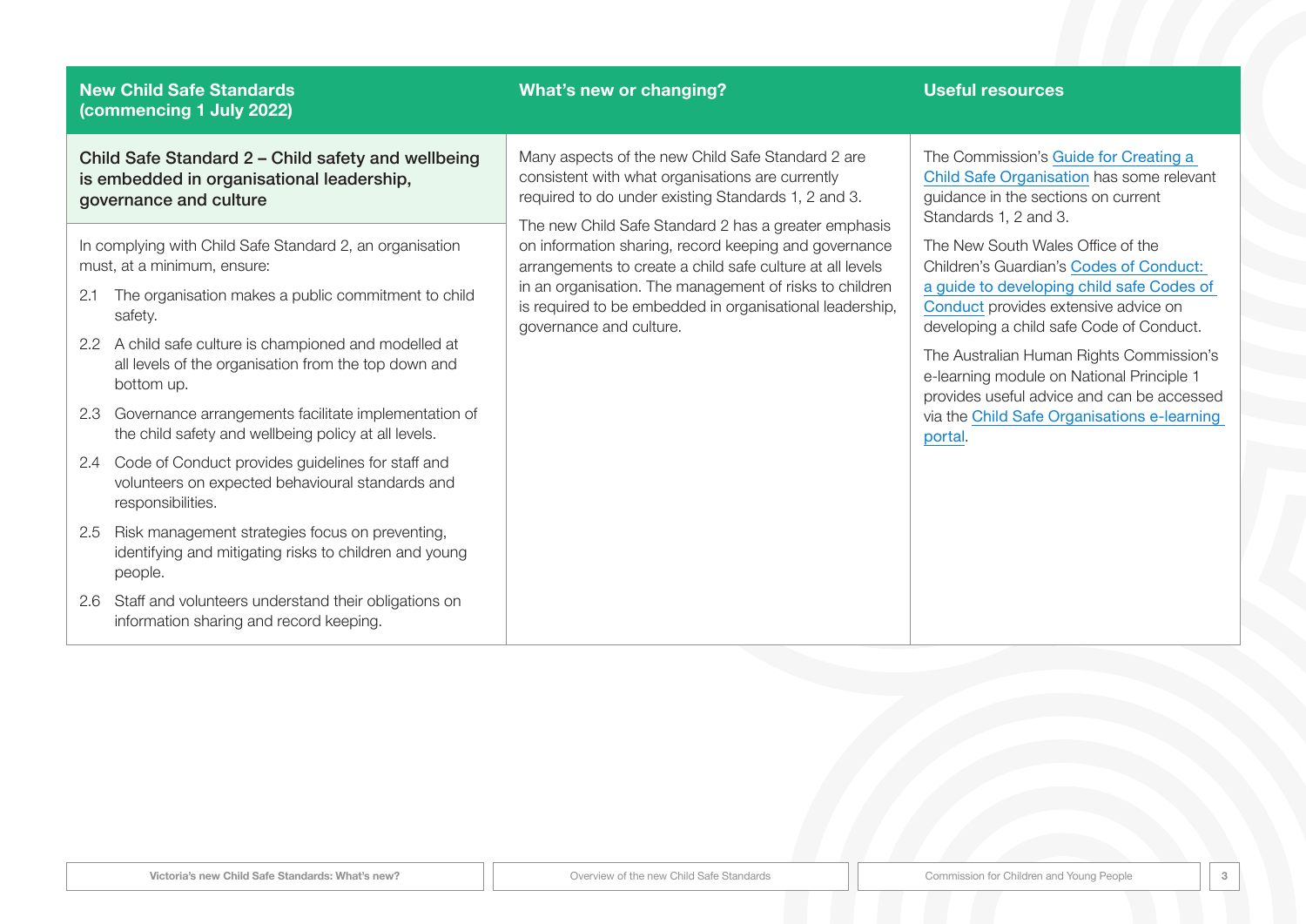| New Child Safe Standards (commencing 1 July 2022) | What's new or changing? | Useful resources |
|---|---|---|
| **Child Safe Standard 2 – Child safety and wellbeing is embedded in organisational leadership, governance and culture**<br><br>In complying with Child Safe Standard 2, an organisation must, at a minimum, ensure:<br><br>2.1 The organisation makes a public commitment to child safety.<br><br>2.2 A child safe culture is championed and modelled at all levels of the organisation from the top down and bottom up.<br><br>2.3 Governance arrangements facilitate implementation of the child safety and wellbeing policy at all levels.<br><br>2.4 Code of Conduct provides guidelines for staff and volunteers on expected behavioural standards and responsibilities.<br><br>2.5 Risk management strategies focus on preventing, identifying and mitigating risks to children and young people.<br><br>2.6 Staff and volunteers understand their obligations on information sharing and record keeping. | Many aspects of the new Child Safe Standard 2 are consistent with what organisations are currently required to do under existing Standards 1, 2 and 3.<br><br>The new Child Safe Standard 2 has a greater emphasis on information sharing, record keeping and governance arrangements to create a child safe culture at all levels in an organisation. The management of risks to children is required to be embedded in organisational leadership, governance and culture. | The Commission's Guide for Creating a Child Safe Organisation has some relevant guidance in the sections on current Standards 1, 2 and 3.<br><br>The New South Wales Office of the Children's Guardian's Codes of Conduct: a guide to developing child safe Codes of Conduct provides extensive advice on developing a child safe Code of Conduct.<br><br>The Australian Human Rights Commission's e-learning module on National Principle 1 provides useful advice and can be accessed via the Child Safe Organisations e-learning portal. |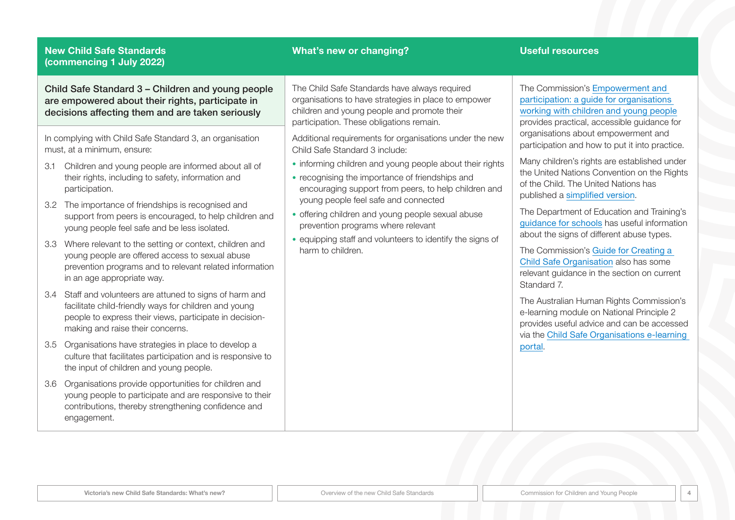| New Child Safe Standards (commencing 1 July 2022) | What's new or changing? | Useful resources |
|---|---|---|
| **Child Safe Standard 3 – Children and young people are empowered about their rights, participate in decisions affecting them and are taken seriously**<br><br>In complying with Child Safe Standard 3, an organisation must, at a minimum, ensure:<br><br>3.1 Children and young people are informed about all of their rights, including to safety, information and participation.<br><br>3.2 The importance of friendships is recognised and support from peers is encouraged, to help children and young people feel safe and be less isolated.<br><br>3.3 Where relevant to the setting or context, children and young people are offered access to sexual abuse prevention programs and to relevant related information in an age appropriate way.<br><br>3.4 Staff and volunteers are attuned to signs of harm and facilitate child-friendly ways for children and young people to express their views, participate in decision-making and raise their concerns.<br><br>3.5 Organisations have strategies in place to develop a culture that facilitates participation and is responsive to the input of children and young people.<br><br>3.6 Organisations provide opportunities for children and young people to participate and are responsive to their contributions, thereby strengthening confidence and engagement. | The Child Safe Standards have always required organisations to have strategies in place to empower children and young people and promote their participation. These obligations remain.<br><br>Additional requirements for organisations under the new Child Safe Standard 3 include:<br><br>• informing children and young people about their rights<br>• recognising the importance of friendships and encouraging support from peers, to help children and young people feel safe and connected<br>• offering children and young people sexual abuse prevention programs where relevant<br>• equipping staff and volunteers to identify the signs of harm to children. | The Commission's Empowerment and participation: a guide for organisations working with children and young people provides practical, accessible guidance for organisations about empowerment and participation and how to put it into practice.<br><br>Many children's rights are established under the United Nations Convention on the Rights of the Child. The United Nations has published a simplified version.<br><br>The Department of Education and Training's guidance for schools has useful information about the signs of different abuse types.<br><br>The Commission's Guide for Creating a Child Safe Organisation also has some relevant guidance in the section on current Standard 7.<br><br>The Australian Human Rights Commission's e-learning module on National Principle 2 provides useful advice and can be accessed via the Child Safe Organisations e-learning portal. |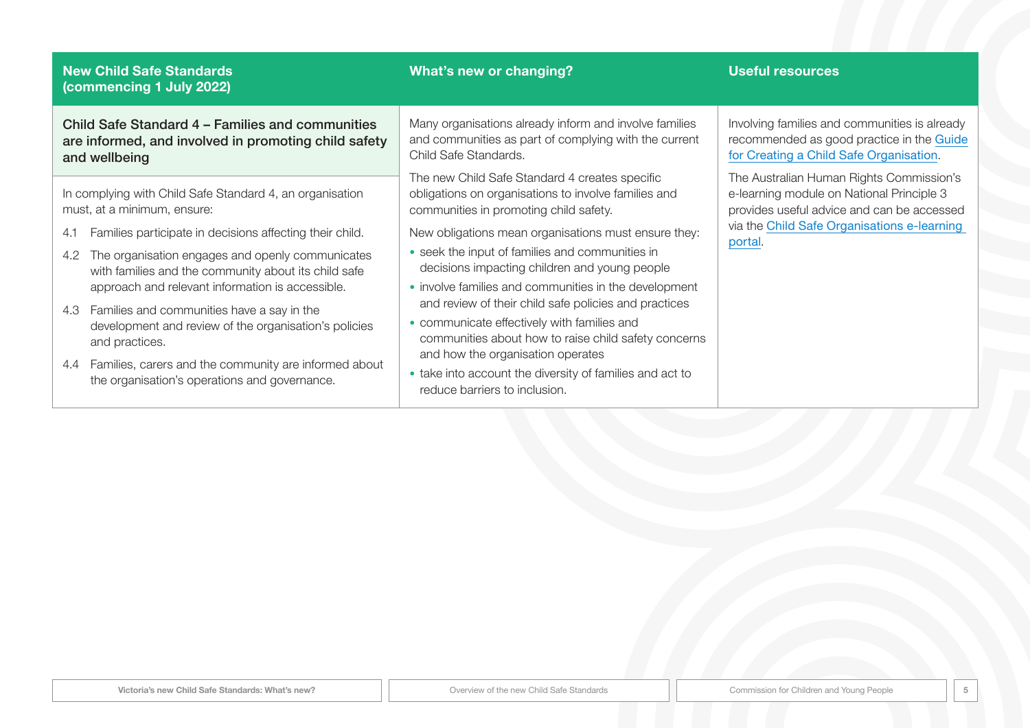| New Child Safe Standards (commencing 1 July 2022) | What's new or changing? | Useful resources |
|---|---|---|
| **Child Safe Standard 4 – Families and communities are informed, and involved in promoting child safety and wellbeing**<br><br>In complying with Child Safe Standard 4, an organisation must, at a minimum, ensure:<br><br>4.1 Families participate in decisions affecting their child.<br><br>4.2 The organisation engages and openly communicates with families and the community about its child safe approach and relevant information is accessible.<br><br>4.3 Families and communities have a say in the development and review of the organisation's policies and practices.<br><br>4.4 Families, carers and the community are informed about the organisation's operations and governance. | Many organisations already inform and involve families and communities as part of complying with the current Child Safe Standards.<br><br>The new Child Safe Standard 4 creates specific obligations on organisations to involve families and communities in promoting child safety.<br><br>New obligations mean organisations must ensure they:<br>• seek the input of families and communities in decisions impacting children and young people<br>• involve families and communities in the development and review of their child safe policies and practices<br>• communicate effectively with families and communities about how to raise child safety concerns and how the organisation operates<br>• take into account the diversity of families and act to reduce barriers to inclusion. | Involving families and communities is already recommended as good practice in the Guide for Creating a Child Safe Organisation.<br><br>The Australian Human Rights Commission's e-learning module on National Principle 3 provides useful advice and can be accessed via the Child Safe Organisations e-learning portal. |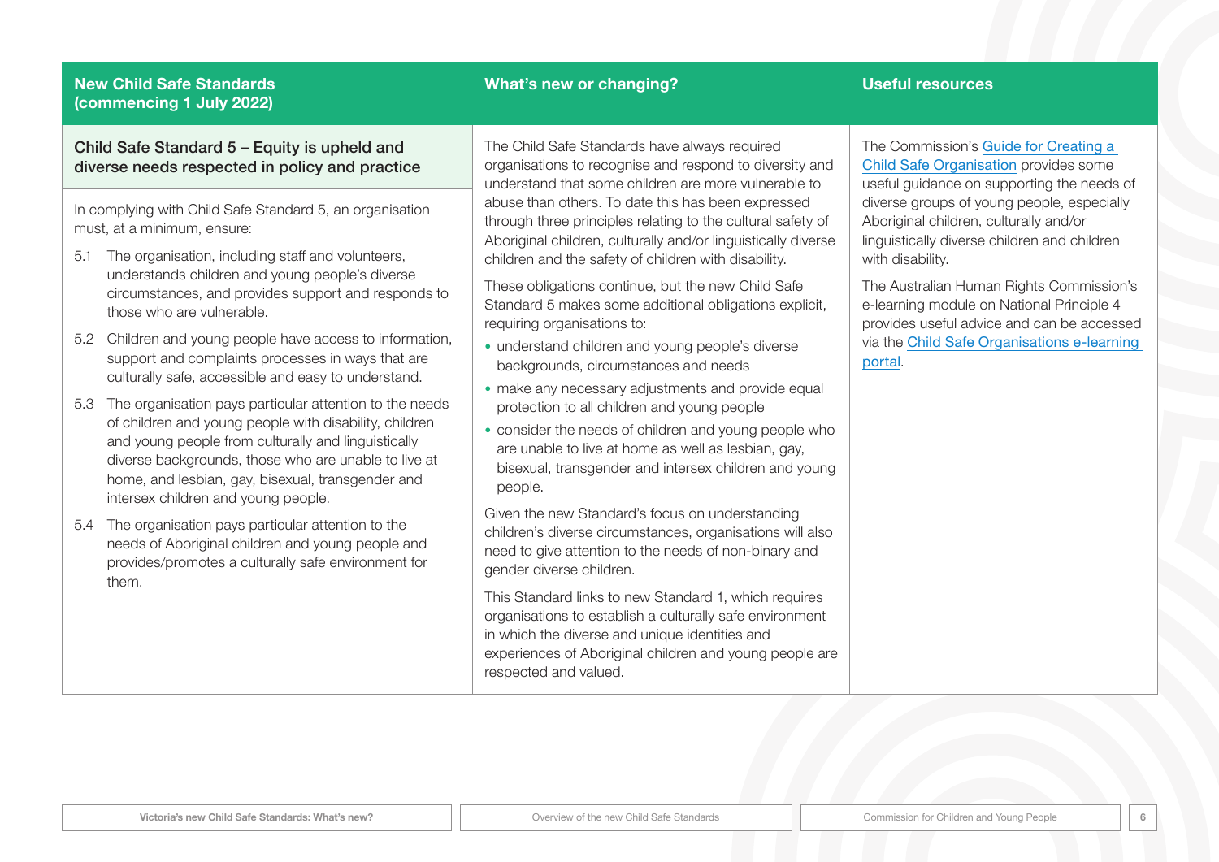| New Child Safe Standards (commencing 1 July 2022) | What's new or changing? | Useful resources |
|---|---|---|
| **Child Safe Standard 5 – Equity is upheld and diverse needs respected in policy and practice**<br><br>In complying with Child Safe Standard 5, an organisation must, at a minimum, ensure:<br><br>5.1 The organisation, including staff and volunteers, understands children and young people's diverse circumstances, and provides support and responds to those who are vulnerable.<br><br>5.2 Children and young people have access to information, support and complaints processes in ways that are culturally safe, accessible and easy to understand.<br><br>5.3 The organisation pays particular attention to the needs of children and young people with disability, children and young people from culturally and linguistically diverse backgrounds, those who are unable to live at home, and lesbian, gay, bisexual, transgender and intersex children and young people.<br><br>5.4 The organisation pays particular attention to the needs of Aboriginal children and young people and provides/promotes a culturally safe environment for them. | The Child Safe Standards have always required organisations to recognise and respond to diversity and understand that some children are more vulnerable to abuse than others. To date this has been expressed through three principles relating to the cultural safety of Aboriginal children, culturally and/or linguistically diverse children and the safety of children with disability.<br><br>These obligations continue, but the new Child Safe Standard 5 makes some additional obligations explicit, requiring organisations to:<br><br>• understand children and young people's diverse backgrounds, circumstances and needs<br>• make any necessary adjustments and provide equal protection to all children and young people<br>• consider the needs of children and young people who are unable to live at home as well as lesbian, gay, bisexual, transgender and intersex children and young people.<br><br>Given the new Standard's focus on understanding children's diverse circumstances, organisations will also need to give attention to the needs of non-binary and gender diverse children.<br><br>This Standard links to new Standard 1, which requires organisations to establish a culturally safe environment in which the diverse and unique identities and experiences of Aboriginal children and young people are respected and valued. | The Commission's Guide for Creating a Child Safe Organisation provides some useful guidance on supporting the needs of diverse groups of young people, especially Aboriginal children, culturally and/or linguistically diverse children and children with disability.<br><br>The Australian Human Rights Commission's e-learning module on National Principle 4 provides useful advice and can be accessed via the Child Safe Organisations e-learning portal. |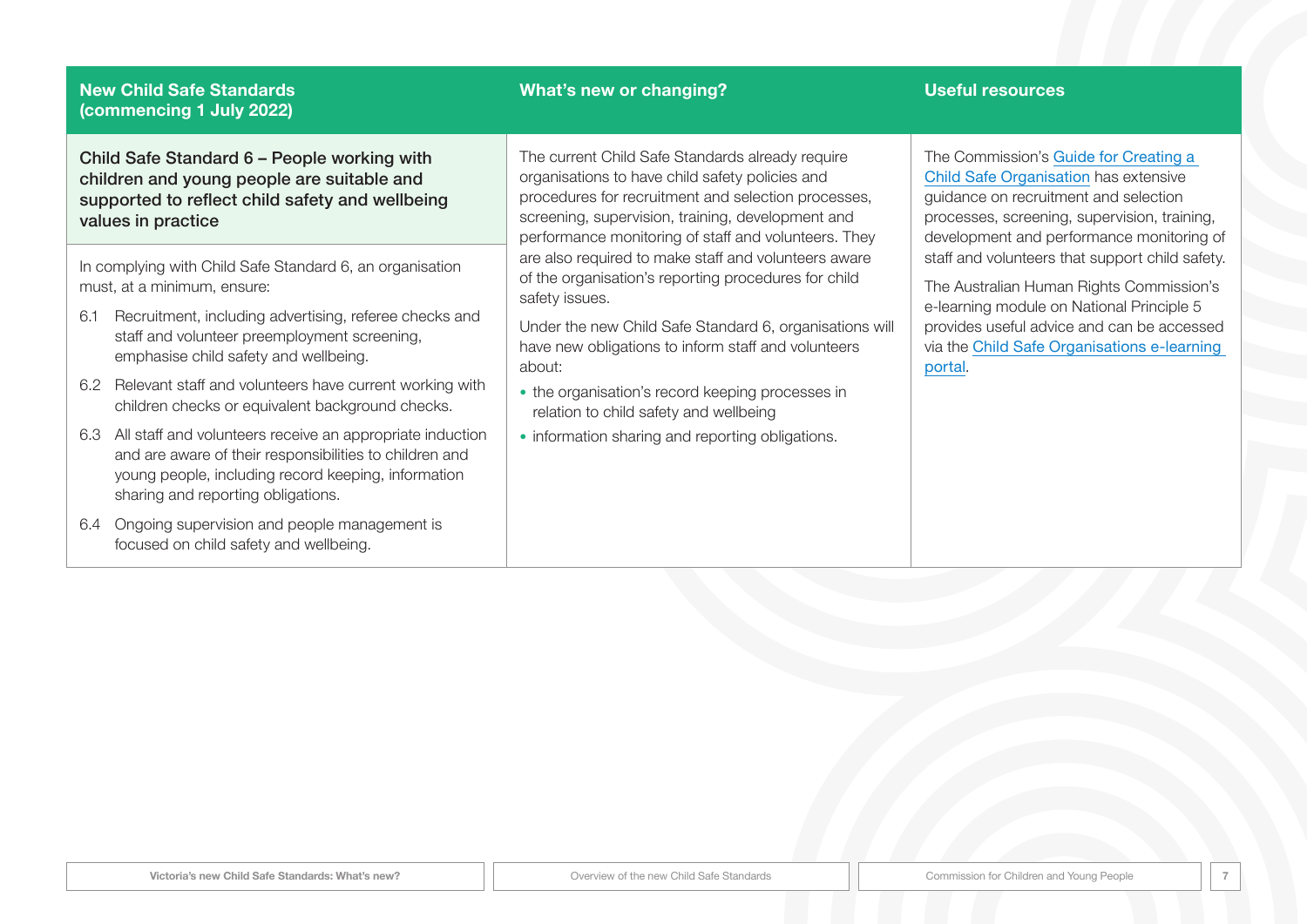| New Child Safe Standards (commencing 1 July 2022) | What's new or changing? | Useful resources |
|---|---|---|
| **Child Safe Standard 6 – People working with children and young people are suitable and supported to reflect child safety and wellbeing values in practice**<br><br>In complying with Child Safe Standard 6, an organisation must, at a minimum, ensure:<br><br>6.1 Recruitment, including advertising, referee checks and staff and volunteer preemployment screening, emphasise child safety and wellbeing.<br><br>6.2 Relevant staff and volunteers have current working with children checks or equivalent background checks.<br><br>6.3 All staff and volunteers receive an appropriate induction and are aware of their responsibilities to children and young people, including record keeping, information sharing and reporting obligations.<br><br>6.4 Ongoing supervision and people management is focused on child safety and wellbeing. | The current Child Safe Standards already require organisations to have child safety policies and procedures for recruitment and selection processes, screening, supervision, training, development and performance monitoring of staff and volunteers. They are also required to make staff and volunteers aware of the organisation's reporting procedures for child safety issues.<br><br>Under the new Child Safe Standard 6, organisations will have new obligations to inform staff and volunteers about:<br><br>• the organisation's record keeping processes in relation to child safety and wellbeing<br>• information sharing and reporting obligations. | The Commission's Guide for Creating a Child Safe Organisation has extensive guidance on recruitment and selection processes, screening, supervision, training, development and performance monitoring of staff and volunteers that support child safety.<br><br>The Australian Human Rights Commission's e-learning module on National Principle 5 provides useful advice and can be accessed via the Child Safe Organisations e-learning portal. |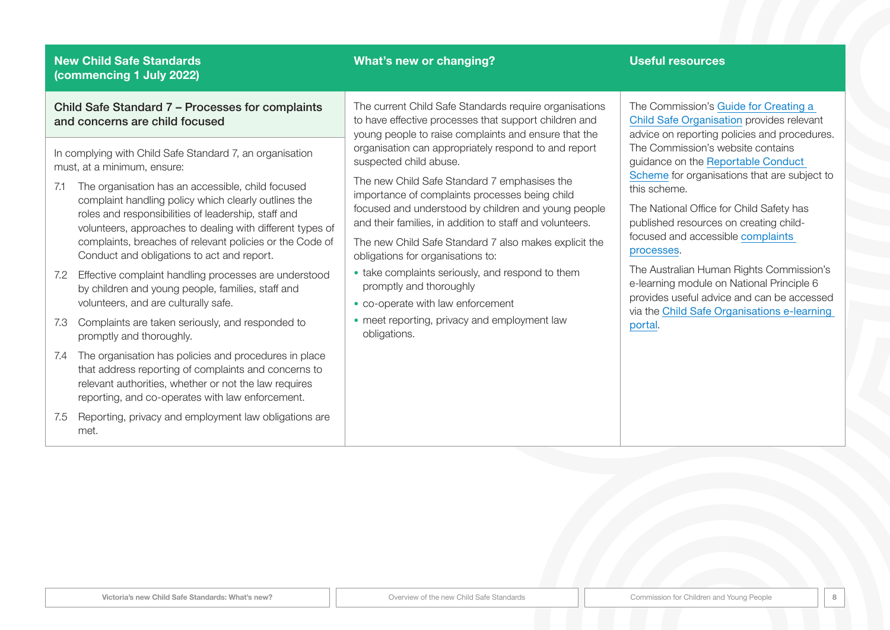| New Child Safe Standards (commencing 1 July 2022) | What's new or changing? | Useful resources |
|---|---|---|
| **Child Safe Standard 7 – Processes for complaints and concerns are child focused**<br><br>In complying with Child Safe Standard 7, an organisation must, at a minimum, ensure:<br><br>7.1 The organisation has an accessible, child focused complaint handling policy which clearly outlines the roles and responsibilities of leadership, staff and volunteers, approaches to dealing with different types of complaints, breaches of relevant policies or the Code of Conduct and obligations to act and report.<br><br>7.2 Effective complaint handling processes are understood by children and young people, families, staff and volunteers, and are culturally safe.<br><br>7.3 Complaints are taken seriously, and responded to promptly and thoroughly.<br><br>7.4 The organisation has policies and procedures in place that address reporting of complaints and concerns to relevant authorities, whether or not the law requires reporting, and co-operates with law enforcement.<br><br>7.5 Reporting, privacy and employment law obligations are met. | The current Child Safe Standards require organisations to have effective processes that support children and young people to raise complaints and ensure that the organisation can appropriately respond to and report suspected child abuse.<br><br>The new Child Safe Standard 7 emphasises the importance of complaints processes being child focused and understood by children and young people and their families, in addition to staff and volunteers.<br><br>The new Child Safe Standard 7 also makes explicit the obligations for organisations to:<br>• take complaints seriously, and respond to them promptly and thoroughly<br>• co-operate with law enforcement<br>• meet reporting, privacy and employment law obligations. | The Commission's Guide for Creating a Child Safe Organisation provides relevant advice on reporting policies and procedures. The Commission's website contains guidance on the Reportable Conduct Scheme for organisations that are subject to this scheme.<br><br>The National Office for Child Safety has published resources on creating child-focused and accessible complaints processes.<br><br>The Australian Human Rights Commission's e-learning module on National Principle 6 provides useful advice and can be accessed via the Child Safe Organisations e-learning portal. |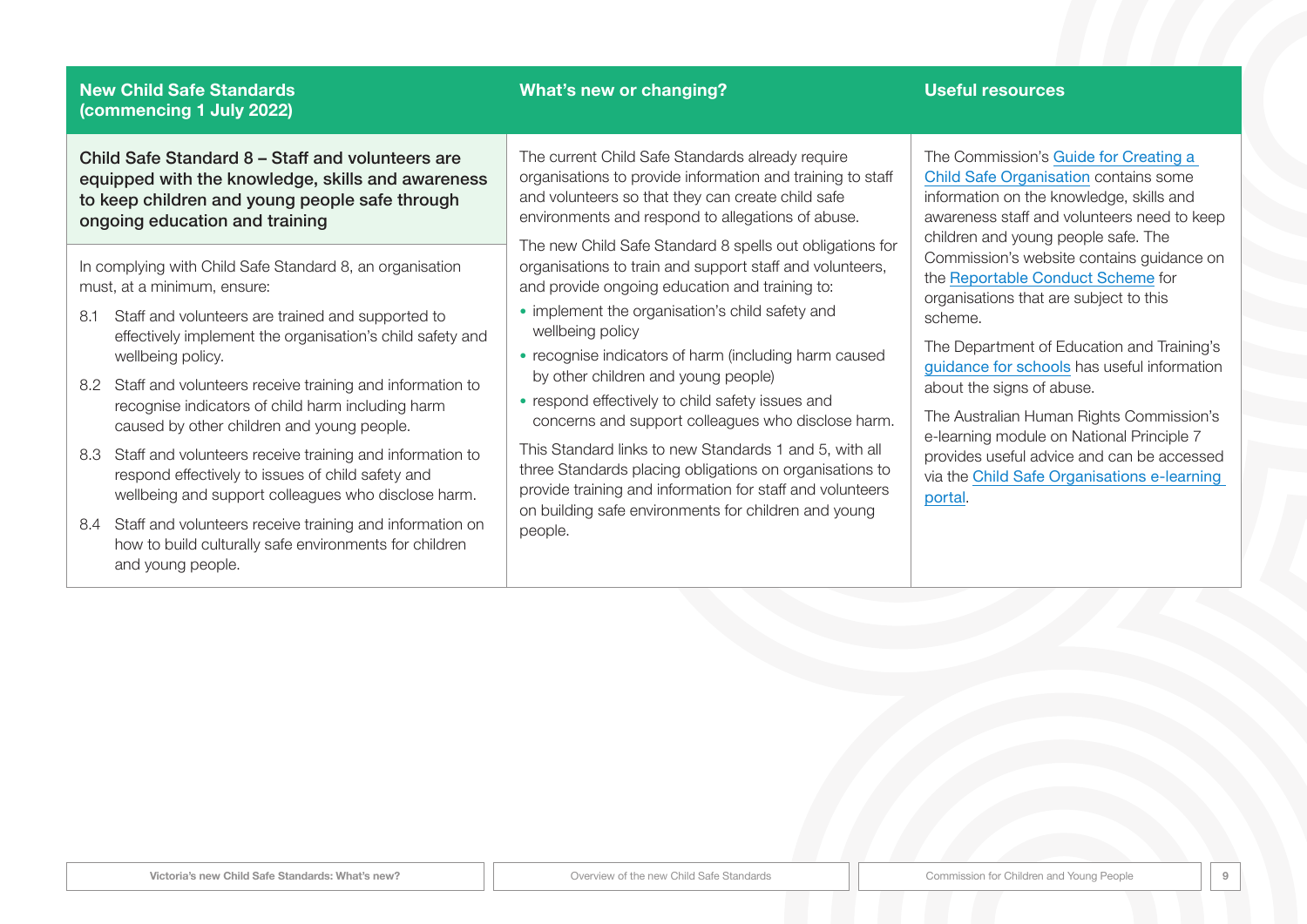| New Child Safe Standards (commencing 1 July 2022) | What's new or changing? | Useful resources |
|---|---|---|
| **Child Safe Standard 8 – Staff and volunteers are equipped with the knowledge, skills and awareness to keep children and young people safe through ongoing education and training**<br><br>In complying with Child Safe Standard 8, an organisation must, at a minimum, ensure:<br>8.1 Staff and volunteers are trained and supported to effectively implement the organisation's child safety and wellbeing policy.<br>8.2 Staff and volunteers receive training and information to recognise indicators of child harm including harm caused by other children and young people.<br>8.3 Staff and volunteers receive training and information to respond effectively to issues of child safety and wellbeing and support colleagues who disclose harm.<br>8.4 Staff and volunteers receive training and information on how to build culturally safe environments for children and young people. | The current Child Safe Standards already require organisations to provide information and training to staff and volunteers so that they can create child safe environments and respond to allegations of abuse.<br><br>The new Child Safe Standard 8 spells out obligations for organisations to train and support staff and volunteers, and provide ongoing education and training to:<br>• implement the organisation's child safety and wellbeing policy<br>• recognise indicators of harm (including harm caused by other children and young people)<br>• respond effectively to child safety issues and concerns and support colleagues who disclose harm.<br><br>This Standard links to new Standards 1 and 5, with all three Standards placing obligations on organisations to provide training and information for staff and volunteers on building safe environments for children and young people. | The Commission's Guide for Creating a Child Safe Organisation contains some information on the knowledge, skills and awareness staff and volunteers need to keep children and young people safe. The Commission's website contains guidance on the Reportable Conduct Scheme for organisations that are subject to this scheme.<br><br>The Department of Education and Training's guidance for schools has useful information about the signs of abuse.<br><br>The Australian Human Rights Commission's e-learning module on National Principle 7 provides useful advice and can be accessed via the Child Safe Organisations e-learning portal. |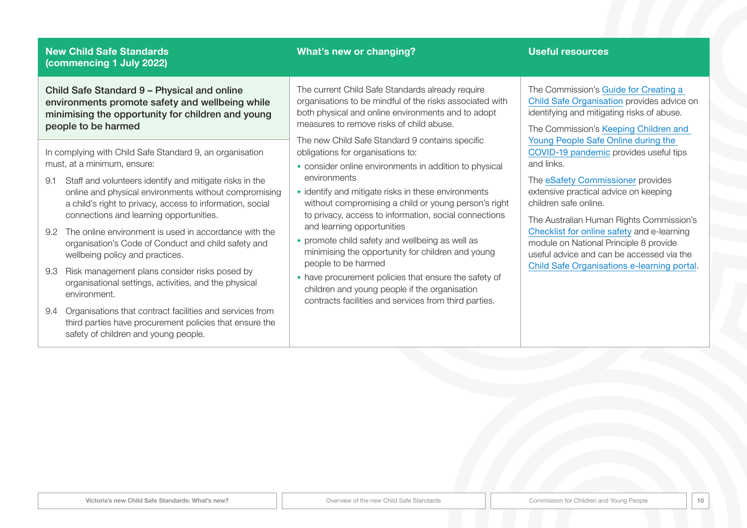| New Child Safe Standards (commencing 1 July 2022) | What's new or changing? | Useful resources |
|---|---|---|
| **Child Safe Standard 9 – Physical and online environments promote safety and wellbeing while minimising the opportunity for children and young people to be harmed**<br><br>In complying with Child Safe Standard 9, an organisation must, at a minimum, ensure:<br><br>9.1 Staff and volunteers identify and mitigate risks in the online and physical environments without compromising a child's right to privacy, access to information, social connections and learning opportunities.<br><br>9.2 The online environment is used in accordance with the organisation's Code of Conduct and child safety and wellbeing policy and practices.<br><br>9.3 Risk management plans consider risks posed by organisational settings, activities, and the physical environment.<br><br>9.4 Organisations that contract facilities and services from third parties have procurement policies that ensure the safety of children and young people. | The current Child Safe Standards already require organisations to be mindful of the risks associated with both physical and online environments and to adopt measures to remove risks of child abuse.<br><br>The new Child Safe Standard 9 contains specific obligations for organisations to:<br><br>• consider online environments in addition to physical environments<br>• identify and mitigate risks in these environments without compromising a child or young person's right to privacy, access to information, social connections and learning opportunities<br>• promote child safety and wellbeing as well as minimising the opportunity for children and young people to be harmed<br>• have procurement policies that ensure the safety of children and young people if the organisation contracts facilities and services from third parties. | The Commission's Guide for Creating a Child Safe Organisation provides advice on identifying and mitigating risks of abuse.<br><br>The Commission's Keeping Children and Young People Safe Online during the COVID-19 pandemic provides useful tips and links.<br><br>The eSafety Commissioner provides extensive practical advice on keeping children safe online.<br><br>The Australian Human Rights Commission's Checklist for online safety and e-learning module on National Principle 8 provide useful advice and can be accessed via the Child Safe Organisations e-learning portal. |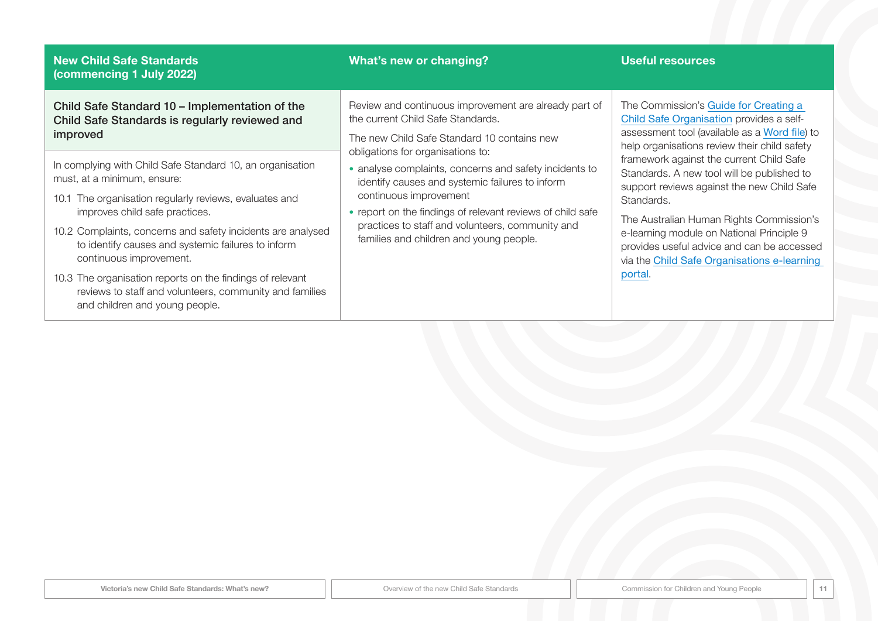| New Child Safe Standards (commencing 1 July 2022) | What's new or changing? | Useful resources |
|---|---|---|
| **Child Safe Standard 10 – Implementation of the Child Safe Standards is regularly reviewed and improved**<br><br>In complying with Child Safe Standard 10, an organisation must, at a minimum, ensure:<br><br>10.1 The organisation regularly reviews, evaluates and improves child safe practices.<br><br>10.2 Complaints, concerns and safety incidents are analysed to identify causes and systemic failures to inform continuous improvement.<br><br>10.3 The organisation reports on the findings of relevant reviews to staff and volunteers, community and families and children and young people. | Review and continuous improvement are already part of the current Child Safe Standards.<br><br>The new Child Safe Standard 10 contains new obligations for organisations to:<br><br>• analyse complaints, concerns and safety incidents to identify causes and systemic failures to inform continuous improvement<br><br>• report on the findings of relevant reviews of child safe practices to staff and volunteers, community and families and children and young people. | The Commission's Guide for Creating a Child Safe Organisation provides a self-assessment tool (available as a Word file) to help organisations review their child safety framework against the current Child Safe Standards. A new tool will be published to support reviews against the new Child Safe Standards.<br><br>The Australian Human Rights Commission's e-learning module on National Principle 9 provides useful advice and can be accessed via the Child Safe Organisations e-learning portal. |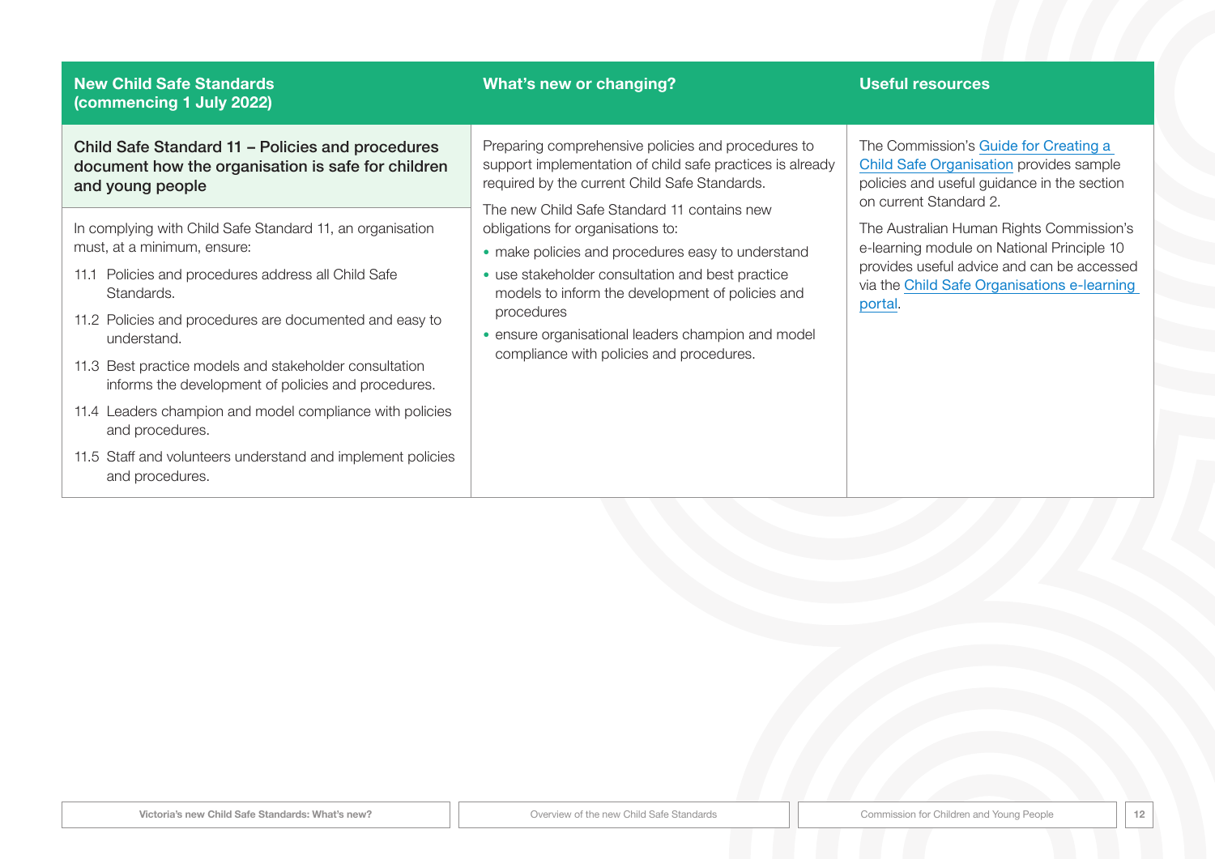| New Child Safe Standards (commencing 1 July 2022) | What's new or changing? | Useful resources |
|---|---|---|
| **Child Safe Standard 11 – Policies and procedures document how the organisation is safe for children and young people**<br><br>In complying with Child Safe Standard 11, an organisation must, at a minimum, ensure:<br>11.1 Policies and procedures address all Child Safe Standards.<br>11.2 Policies and procedures are documented and easy to understand.<br>11.3 Best practice models and stakeholder consultation informs the development of policies and procedures.<br>11.4 Leaders champion and model compliance with policies and procedures.<br>11.5 Staff and volunteers understand and implement policies and procedures. | Preparing comprehensive policies and procedures to support implementation of child safe practices is already required by the current Child Safe Standards.<br><br>The new Child Safe Standard 11 contains new obligations for organisations to:<br>• make policies and procedures easy to understand<br>• use stakeholder consultation and best practice models to inform the development of policies and procedures<br>• ensure organisational leaders champion and model compliance with policies and procedures. | The Commission's Guide for Creating a Child Safe Organisation provides sample policies and useful guidance in the section on current Standard 2.<br><br>The Australian Human Rights Commission's e-learning module on National Principle 10 provides useful advice and can be accessed via the Child Safe Organisations e-learning portal. |